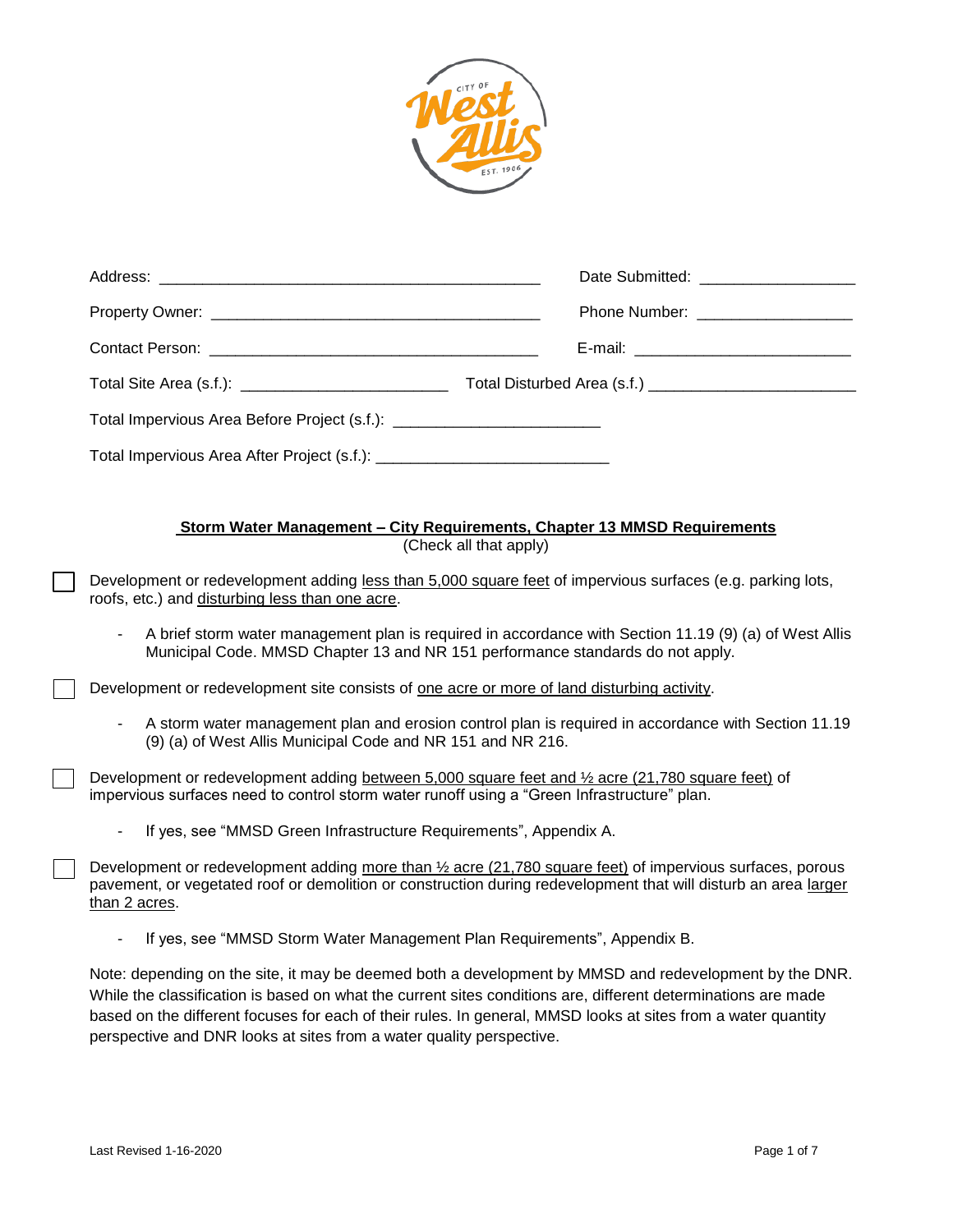Address: ___________________________________________ Date Submitted: _________________

Property Owner: _____________________________________ Phone Number: _________________

Contact Person: _____________________________________ E-mail: ________________________

Total Site Area (s.f.): ______________________ Total Disturbed Area (s.f.) ______________________

Total Impervious Area Before Project (s.f.): ______________________

Total Impervious Area After Project (s.f.): __________________________

**Storm Water Management – City Requirements, Chapter 13 MMSD Requirements**

(Check all that apply)

☐ Development or redevelopment adding less than 5,000 square feet of impervious surfaces (e.g. parking lots, roofs, etc.) and disturbing less than one acre.

- A brief storm water management plan is required in accordance with Section 11.19 (9) (a) of West Allis Municipal Code. MMSD Chapter 13 and NR 151 performance standards do not apply.

☐ Development or redevelopment site consists of one acre or more of land disturbing activity.

- A storm water management plan and erosion control plan is required in accordance with Section 11.19 (9) (a) of West Allis Municipal Code and NR 151 and NR 216.

☐ Development or redevelopment adding between 5,000 square feet and ½ acre (21,780 square feet) of impervious surfaces need to control storm water runoff using a "Green Infrastructure" plan.

- If yes, see "MMSD Green Infrastructure Requirements", Appendix A.

☐ Development or redevelopment adding more than ½ acre (21,780 square feet) of impervious surfaces, porous pavement, or vegetated roof or demolition or construction during redevelopment that will disturb an area larger than 2 acres.

- If yes, see "MMSD Storm Water Management Plan Requirements", Appendix B.

Note: depending on the site, it may be deemed both a development by MMSD and redevelopment by the DNR. While the classification is based on what the current sites conditions are, different determinations are made based on the different focuses for each of their rules. In general, MMSD looks at sites from a water quantity perspective and DNR looks at sites from a water quality perspective.

Last Revised 1-16-2020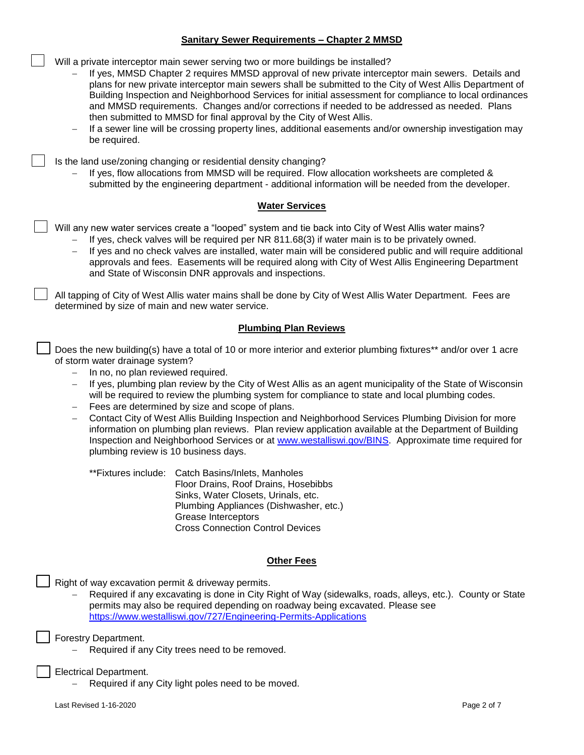## Sanitary Sewer Requirements – Chapter 2 MMSD

- [ ] Will a private interceptor main sewer serving two or more buildings be installed?
  - If yes, MMSD Chapter 2 requires MMSD approval of new private interceptor main sewers. Details and plans for new private interceptor main sewers shall be submitted to the City of West Allis Department of Building Inspection and Neighborhood Services for initial assessment for compliance to local ordinances and MMSD requirements. Changes and/or corrections if needed to be addressed as needed. Plans then submitted to MMSD for final approval by the City of West Allis.
  - If a sewer line will be crossing property lines, additional easements and/or ownership investigation may be required.

- [ ] Is the land use/zoning changing or residential density changing?
  - If yes, flow allocations from MMSD will be required. Flow allocation worksheets are completed & submitted by the engineering department - additional information will be needed from the developer.

## Water Services

- [ ] Will any new water services create a "looped" system and tie back into City of West Allis water mains?
  - If yes, check valves will be required per NR 811.68(3) if water main is to be privately owned.
  - If yes and no check valves are installed, water main will be considered public and will require additional approvals and fees. Easements will be required along with City of West Allis Engineering Department and State of Wisconsin DNR approvals and inspections.

- [ ] All tapping of City of West Allis water mains shall be done by City of West Allis Water Department. Fees are determined by size of main and new water service.

## Plumbing Plan Reviews

- [ ] Does the new building(s) have a total of 10 or more interior and exterior plumbing fixtures** and/or over 1 acre of storm water drainage system?
  - In no, no plan reviewed required.
  - If yes, plumbing plan review by the City of West Allis as an agent municipality of the State of Wisconsin will be required to review the plumbing system for compliance to state and local plumbing codes.
  - Fees are determined by size and scope of plans.
  - Contact City of West Allis Building Inspection and Neighborhood Services Plumbing Division for more information on plumbing plan reviews. Plan review application available at the Department of Building Inspection and Neighborhood Services or at [www.westalliswi.gov/BINS](www.westalliswi.gov/BINS). Approximate time required for plumbing review is 10 business days.

  **Fixtures include:
  - Catch Basins/Inlets, Manholes
  - Floor Drains, Roof Drains, Hosebibbs
  - Sinks, Water Closets, Urinals, etc.
  - Plumbing Appliances (Dishwasher, etc.)
  - Grease Interceptors
  - Cross Connection Control Devices

## Other Fees

- [ ] Right of way excavation permit & driveway permits.
  - Required if any excavating is done in City Right of Way (sidewalks, roads, alleys, etc.). County or State permits may also be required depending on roadway being excavated. Please see [https://www.westalliswi.gov/727/Engineering-Permits-Applications](https://www.westalliswi.gov/727/Engineering-Permits-Applications)

- [ ] Forestry Department.
  - Required if any City trees need to be removed.

- [ ] Electrical Department.
  - Required if any City light poles need to be moved.

Last Revised 1-16-2020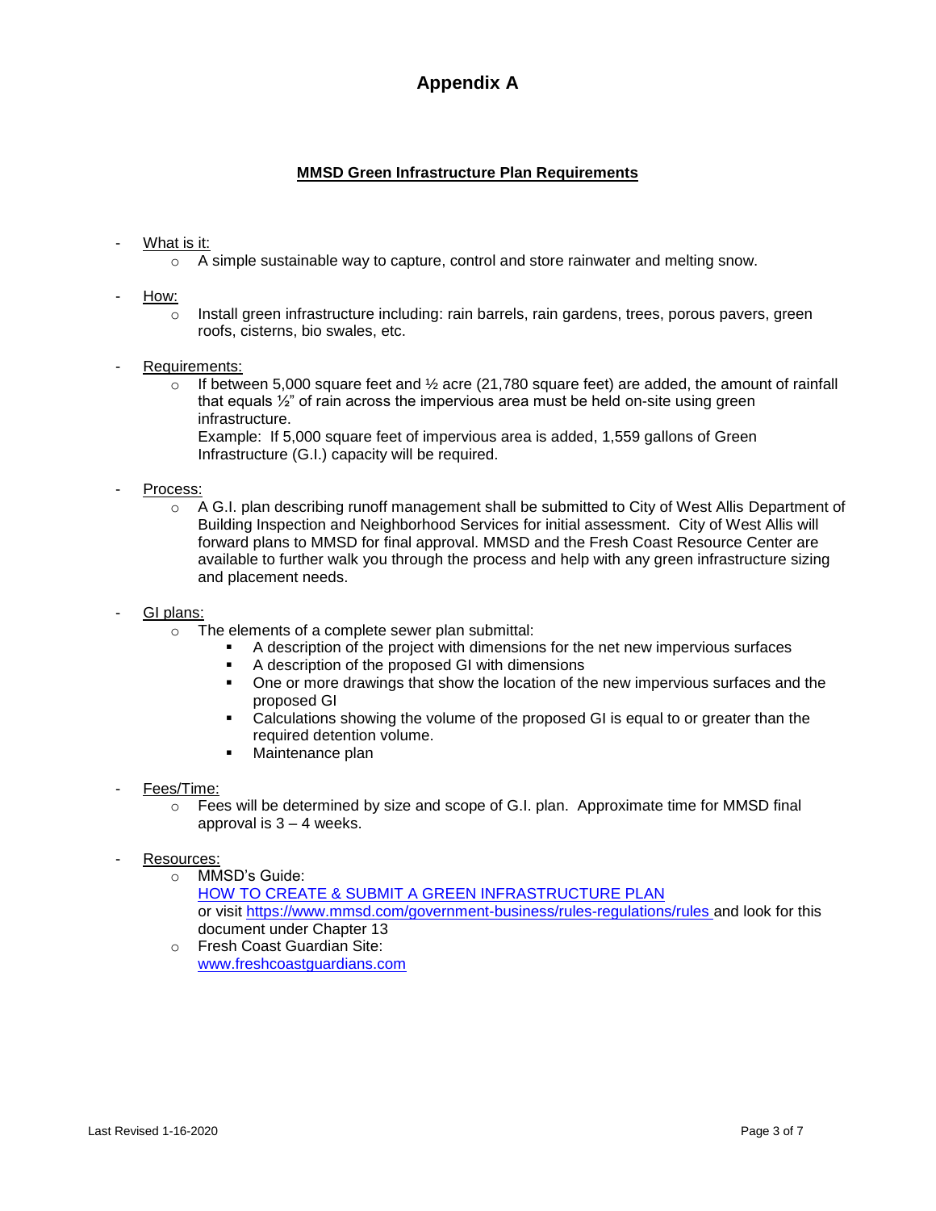# Appendix A

**MMSD Green Infrastructure Plan Requirements**

- What is it:
  - A simple sustainable way to capture, control and store rainwater and melting snow.

- How:
  - Install green infrastructure including: rain barrels, rain gardens, trees, porous pavers, green roofs, cisterns, bio swales, etc.

- Requirements:
  - If between 5,000 square feet and ½ acre (21,780 square feet) are added, the amount of rainfall that equals ½" of rain across the impervious area must be held on-site using green infrastructure.

    Example: If 5,000 square feet of impervious area is added, 1,559 gallons of Green Infrastructure (G.I.) capacity will be required.

- Process:
  - A G.I. plan describing runoff management shall be submitted to City of West Allis Department of Building Inspection and Neighborhood Services for initial assessment. City of West Allis will forward plans to MMSD for final approval. MMSD and the Fresh Coast Resource Center are available to further walk you through the process and help with any green infrastructure sizing and placement needs.

- GI plans:
  - The elements of a complete sewer plan submittal:
    - A description of the project with dimensions for the net new impervious surfaces
    - A description of the proposed GI with dimensions
    - One or more drawings that show the location of the new impervious surfaces and the proposed GI
    - Calculations showing the volume of the proposed GI is equal to or greater than the required detention volume.
    - Maintenance plan

- Fees/Time:
  - Fees will be determined by size and scope of G.I. plan. Approximate time for MMSD final approval is 3 – 4 weeks.

- Resources:
  - MMSD's Guide:
    HOW TO CREATE & SUBMIT A GREEN INFRASTRUCTURE PLAN
    or visit https://www.mmsd.com/government-business/rules-regulations/rules and look for this document under Chapter 13
  - Fresh Coast Guardian Site:
    www.freshcoastguardians.com

Last Revised 1-16-2020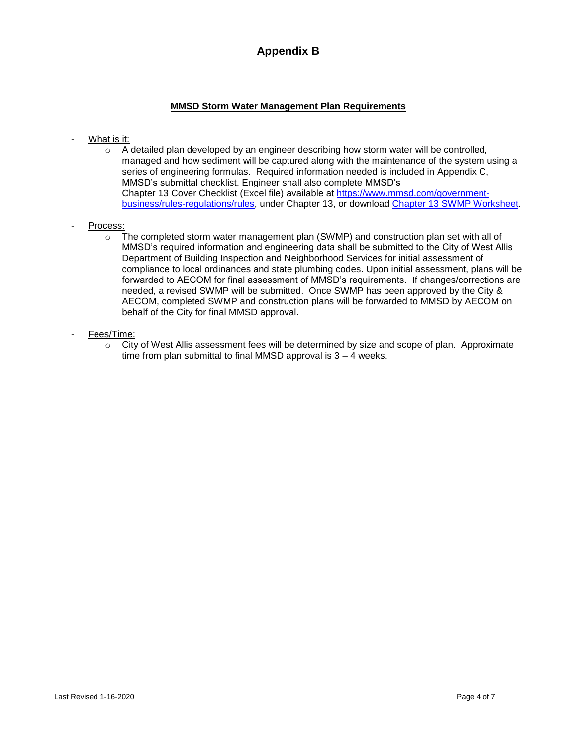# Appendix B

## MMSD Storm Water Management Plan Requirements

- What is it:
  - A detailed plan developed by an engineer describing how storm water will be controlled, managed and how sediment will be captured along with the maintenance of the system using a series of engineering formulas. Required information needed is included in Appendix C, MMSD's submittal checklist. Engineer shall also complete MMSD's Chapter 13 Cover Checklist (Excel file) available at [https://www.mmsd.com/government-business/rules-regulations/rules](https://www.mmsd.com/government-business/rules-regulations/rules), under Chapter 13, or download Chapter 13 SWMP Worksheet.

- Process:
  - The completed storm water management plan (SWMP) and construction plan set with all of MMSD's required information and engineering data shall be submitted to the City of West Allis Department of Building Inspection and Neighborhood Services for initial assessment of compliance to local ordinances and state plumbing codes. Upon initial assessment, plans will be forwarded to AECOM for final assessment of MMSD's requirements. If changes/corrections are needed, a revised SWMP will be submitted. Once SWMP has been approved by the City & AECOM, completed SWMP and construction plans will be forwarded to MMSD by AECOM on behalf of the City for final MMSD approval.

- Fees/Time:
  - City of West Allis assessment fees will be determined by size and scope of plan. Approximate time from plan submittal to final MMSD approval is 3 – 4 weeks.

Last Revised 1-16-2020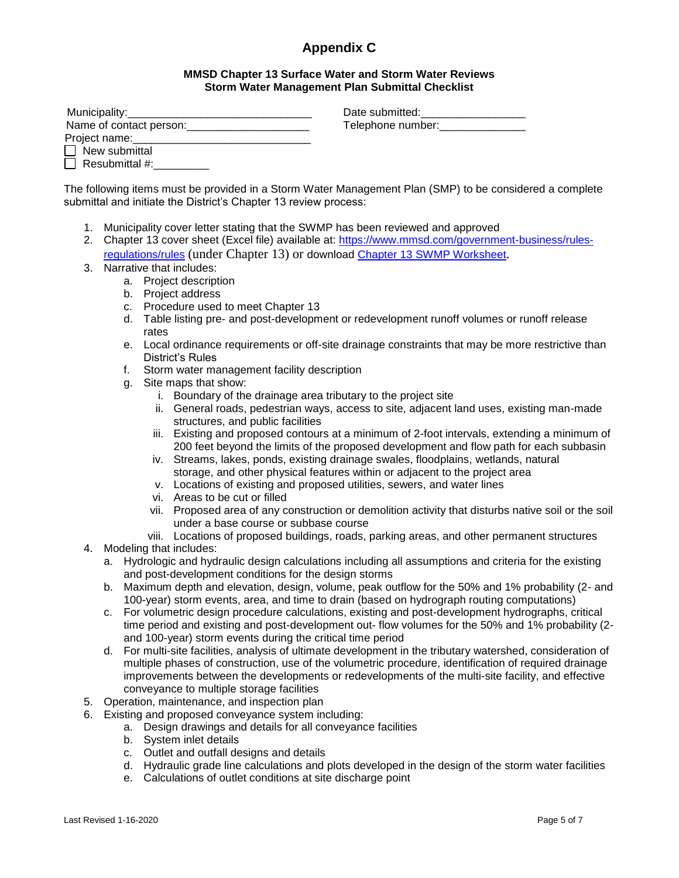# Appendix C

**MMSD Chapter 13 Surface Water and Storm Water Reviews**
**Storm Water Management Plan Submittal Checklist**

Municipality:______________________________ Date submitted:_________________
Name of contact person:____________________ Telephone number:______________
Project name:_____________________________

☐ New submittal
☐ Resubmittal #:_________

The following items must be provided in a Storm Water Management Plan (SMP) to be considered a complete submittal and initiate the District's Chapter 13 review process:

1. Municipality cover letter stating that the SWMP has been reviewed and approved
2. Chapter 13 cover sheet (Excel file) available at: [https://www.mmsd.com/government-business/rules-regulations/rules](https://www.mmsd.com/government-business/rules-regulations/rules) (under Chapter 13) or download Chapter 13 SWMP Worksheet.
3. Narrative that includes:
   a. Project description
   b. Project address
   c. Procedure used to meet Chapter 13
   d. Table listing pre- and post-development or redevelopment runoff volumes or runoff release rates
   e. Local ordinance requirements or off-site drainage constraints that may be more restrictive than District's Rules
   f. Storm water management facility description
   g. Site maps that show:
      i. Boundary of the drainage area tributary to the project site
      ii. General roads, pedestrian ways, access to site, adjacent land uses, existing man-made structures, and public facilities
      iii. Existing and proposed contours at a minimum of 2-foot intervals, extending a minimum of 200 feet beyond the limits of the proposed development and flow path for each subbasin
      iv. Streams, lakes, ponds, existing drainage swales, floodplains, wetlands, natural storage, and other physical features within or adjacent to the project area
      v. Locations of existing and proposed utilities, sewers, and water lines
      vi. Areas to be cut or filled
      vii. Proposed area of any construction or demolition activity that disturbs native soil or the soil under a base course or subbase course
      viii. Locations of proposed buildings, roads, parking areas, and other permanent structures
4. Modeling that includes:
   a. Hydrologic and hydraulic design calculations including all assumptions and criteria for the existing and post-development conditions for the design storms
   b. Maximum depth and elevation, design, volume, peak outflow for the 50% and 1% probability (2- and 100-year) storm events, area, and time to drain (based on hydrograph routing computations)
   c. For volumetric design procedure calculations, existing and post-development hydrographs, critical time period and existing and post-development out- flow volumes for the 50% and 1% probability (2- and 100-year) storm events during the critical time period
   d. For multi-site facilities, analysis of ultimate development in the tributary watershed, consideration of multiple phases of construction, use of the volumetric procedure, identification of required drainage improvements between the developments or redevelopments of the multi-site facility, and effective conveyance to multiple storage facilities
5. Operation, maintenance, and inspection plan
6. Existing and proposed conveyance system including:
   a. Design drawings and details for all conveyance facilities
   b. System inlet details
   c. Outlet and outfall designs and details
   d. Hydraulic grade line calculations and plots developed in the design of the storm water facilities
   e. Calculations of outlet conditions at site discharge point

Last Revised 1-16-2020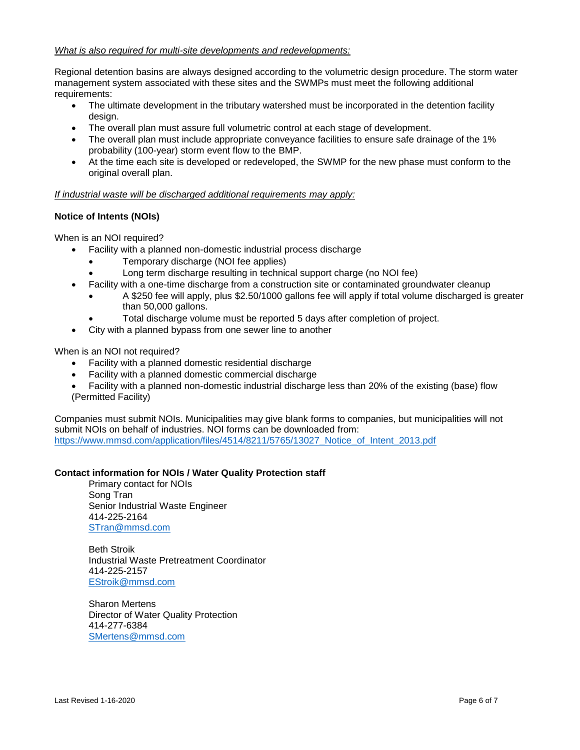*What is also required for multi-site developments and redevelopments:*

Regional detention basins are always designed according to the volumetric design procedure. The storm water management system associated with these sites and the SWMPs must meet the following additional requirements:

- The ultimate development in the tributary watershed must be incorporated in the detention facility design.
- The overall plan must assure full volumetric control at each stage of development.
- The overall plan must include appropriate conveyance facilities to ensure safe drainage of the 1% probability (100-year) storm event flow to the BMP.
- At the time each site is developed or redeveloped, the SWMP for the new phase must conform to the original overall plan.

*If industrial waste will be discharged additional requirements may apply:*

**Notice of Intents (NOIs)**

When is an NOI required?

- Facility with a planned non-domestic industrial process discharge
  - Temporary discharge (NOI fee applies)
  - Long term discharge resulting in technical support charge (no NOI fee)
- Facility with a one-time discharge from a construction site or contaminated groundwater cleanup
  - A $250 fee will apply, plus $2.50/1000 gallons fee will apply if total volume discharged is greater than 50,000 gallons.
  - Total discharge volume must be reported 5 days after completion of project.
- City with a planned bypass from one sewer line to another

When is an NOI not required?

- Facility with a planned domestic residential discharge
- Facility with a planned domestic commercial discharge
- Facility with a planned non-domestic industrial discharge less than 20% of the existing (base) flow (Permitted Facility)

Companies must submit NOIs. Municipalities may give blank forms to companies, but municipalities will not submit NOIs on behalf of industries. NOI forms can be downloaded from: https://www.mmsd.com/application/files/4514/8211/5765/13027_Notice_of_Intent_2013.pdf

**Contact information for NOIs / Water Quality Protection staff**

Primary contact for NOIs
Song Tran
Senior Industrial Waste Engineer
414-225-2164
STran@mmsd.com

Beth Stroik
Industrial Waste Pretreatment Coordinator
414-225-2157
EStroik@mmsd.com

Sharon Mertens
Director of Water Quality Protection
414-277-6384
SMertens@mmsd.com

Last Revised 1-16-2020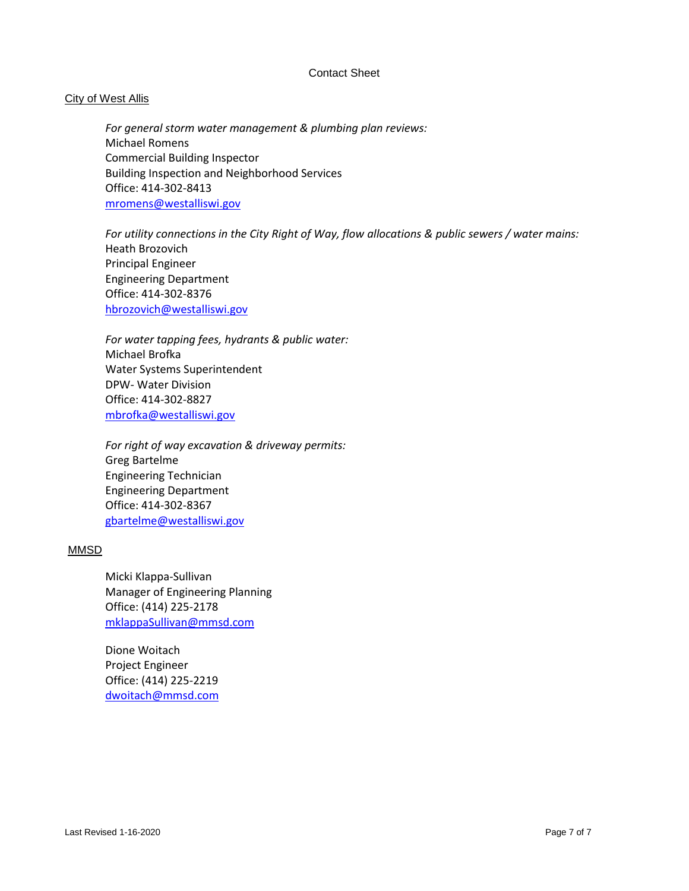# Contact Sheet

## City of West Allis

*For general storm water management & plumbing plan reviews:*
Michael Romens
Commercial Building Inspector
Building Inspection and Neighborhood Services
Office: 414-302-8413
mromens@westalliswi.gov

*For utility connections in the City Right of Way, flow allocations & public sewers / water mains:*
Heath Brozovich
Principal Engineer
Engineering Department
Office: 414-302-8376
hbrozovich@westalliswi.gov

*For water tapping fees, hydrants & public water:*
Michael Brofka
Water Systems Superintendent
DPW- Water Division
Office: 414-302-8827
mbrofka@westalliswi.gov

*For right of way excavation & driveway permits:*
Greg Bartelme
Engineering Technician
Engineering Department
Office: 414-302-8367
gbartelme@westalliswi.gov

## MMSD

Micki Klappa-Sullivan
Manager of Engineering Planning
Office: (414) 225-2178
mklappaSullivan@mmsd.com

Dione Woitach
Project Engineer
Office: (414) 225-2219
dwoitach@mmsd.com

Last Revised 1-16-2020